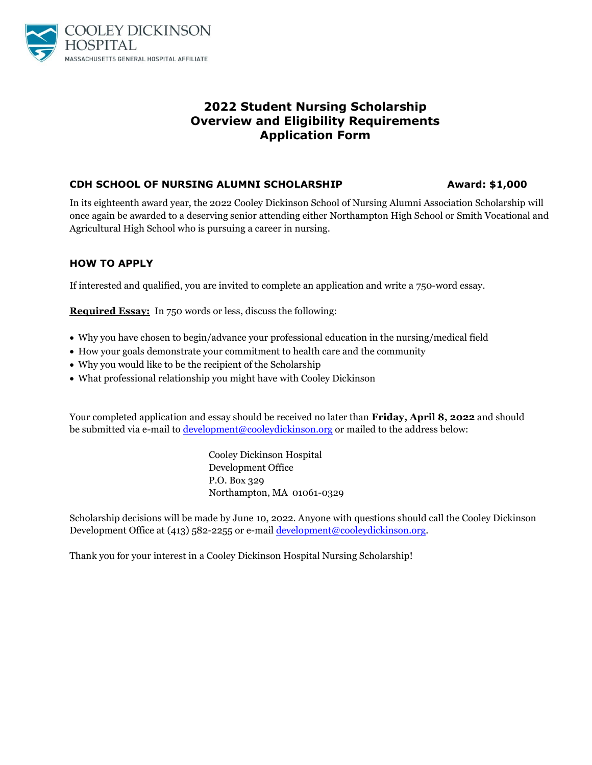COOLEY DICKINSON HOSPITAL
MASSACHUSETTS GENERAL HOSPITAL AFFILIATE

# 2022 Student Nursing Scholarship
# Overview and Eligibility Requirements
# Application Form

### CDH SCHOOL OF NURSING ALUMNI SCHOLARSHIP — Award: $1,000

In its eighteenth award year, the 2022 Cooley Dickinson School of Nursing Alumni Association Scholarship will once again be awarded to a deserving senior attending either Northampton High School or Smith Vocational and Agricultural High School who is pursuing a career in nursing.

### HOW TO APPLY

If interested and qualified, you are invited to complete an application and write a 750-word essay.

**Required Essay:** In 750 words or less, discuss the following:

- Why you have chosen to begin/advance your professional education in the nursing/medical field
- How your goals demonstrate your commitment to health care and the community
- Why you would like to be the recipient of the Scholarship
- What professional relationship you might have with Cooley Dickinson

Your completed application and essay should be received no later than **Friday, April 8, 2022** and should be submitted via e-mail to development@cooleydickinson.org or mailed to the address below:

Cooley Dickinson Hospital
Development Office
P.O. Box 329
Northampton, MA 01061-0329

Scholarship decisions will be made by June 10, 2022. Anyone with questions should call the Cooley Dickinson Development Office at (413) 582-2255 or e-mail development@cooleydickinson.org.

Thank you for your interest in a Cooley Dickinson Hospital Nursing Scholarship!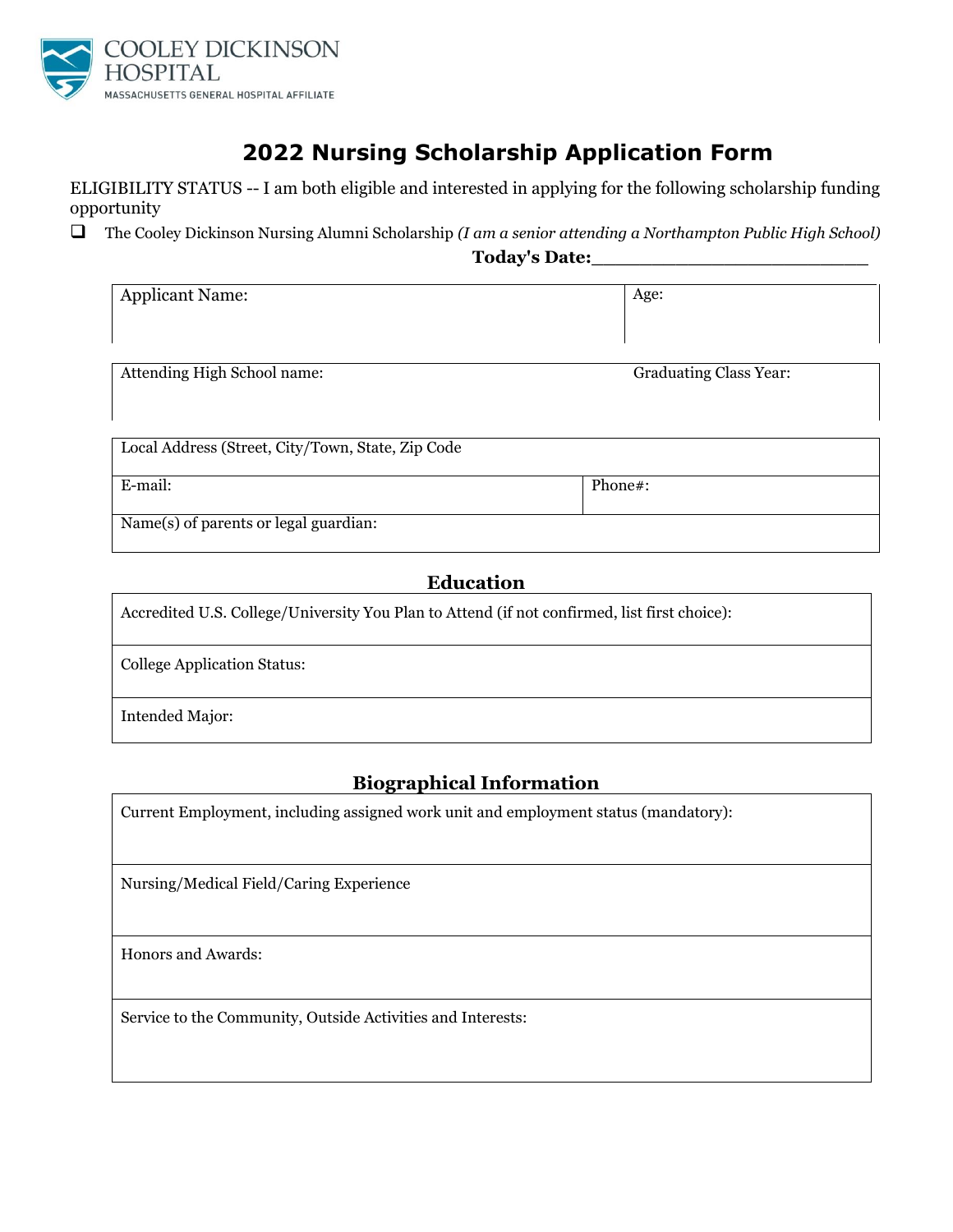COOLEY DICKINSON HOSPITAL
MASSACHUSETTS GENERAL HOSPITAL AFFILIATE

# 2022 Nursing Scholarship Application Form

ELIGIBILITY STATUS -- I am both eligible and interested in applying for the following scholarship funding opportunity

- ❑ The Cooley Dickinson Nursing Alumni Scholarship *(I am a senior attending a Northampton Public High School)*

**Today's Date:**________________________

| | |
|---|---|
| Applicant Name: | Age: |

| | |
|---|---|
| Attending High School name: | Graduating Class Year: |

| | |
|---|---|
| Local Address (Street, City/Town, State, Zip Code | |
| E-mail: | Phone#: |
| Name(s) of parents or legal guardian: | |

## Education

| |
|---|
| Accredited U.S. College/University You Plan to Attend (if not confirmed, list first choice): |
| College Application Status: |
| Intended Major: |

## Biographical Information

| |
|---|
| Current Employment, including assigned work unit and employment status (mandatory): |
| Nursing/Medical Field/Caring Experience |
| Honors and Awards: |
| Service to the Community, Outside Activities and Interests: |